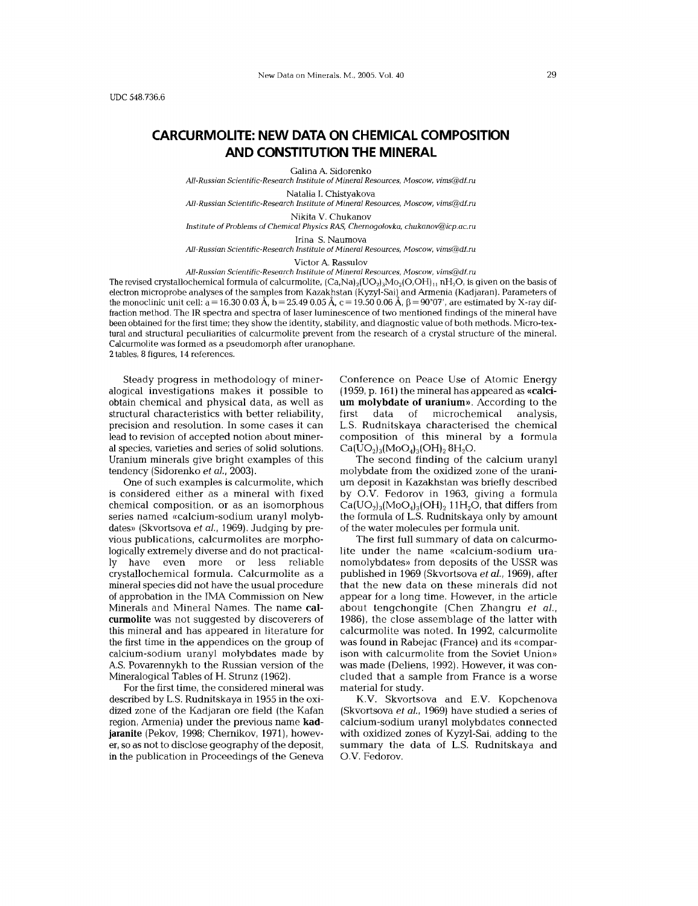UDC 548.736.6

# CARCURMOLITE: NEW DATA ON CHEMICAL COMPOSITION AND CONSTITUTION THE MINERAL

Galina A. Sidorenko
*All-Russian Scientific-Research Institute of Mineral Resources, Moscow, vims@df.ru*

Natalia I. Chistyakova
*All-Russian Scientific-Research Institute of Mineral Resources, Moscow, vims@df.ru*

Nikita V. Chukanov
*Institute of Problems of Chemical Physics RAS, Chernogolovka, chukanov@icp.ac.ru*

Irina S. Naumova
*All-Russian Scientific-Research Institute of Mineral Resources, Moscow, vims@df.ru*

Victor A. Rassulov
*All-Russian Scientific-Research Institute of Mineral Resources, Moscow, vims@df.ru*

The revised crystallochemical formula of calcurmolite, $(Ca,Na)_2(UO_2)_3Mo_2(O,OH)_{11}$ $nH_2O$, is given on the basis of electron microprobe analyses of the samples from Kazakhstan (Kyzyl-Sai) and Armenia (Kadjaran). Parameters of the monoclinic unit cell: a = 16.30 0.03 Å, b = 25.49 0.05 Å, c = 19.50 0.06 Å, β = 90°07', are estimated by X-ray diffraction method. The IR spectra and spectra of laser luminescence of two mentioned findings of the mineral have been obtained for the first time; they show the identity, stability, and diagnostic value of both methods. Micro-textural and structural peculiarities of calcurmolite prevent from the research of a crystal structure of the mineral. Calcurmolite was formed as a pseudomorph after uranophane.
2 tables, 8 figures, 14 references.

Steady progress in methodology of mineralogical investigations makes it possible to obtain chemical and physical data, as well as structural characteristics with better reliability, precision and resolution. In some cases it can lead to revision of accepted notion about mineral species, varieties and series of solid solutions. Uranium minerals give bright examples of this tendency (Sidorenko *et al.*, 2003).

One of such examples is calcurmolite, which is considered either as a mineral with fixed chemical composition, or as an isomorphous series named «calcium-sodium uranyl molybdates» (Skvortsova *et al.*, 1969). Judging by previous publications, calcurmolites are morphologically extremely diverse and do not practically have even more or less reliable crystallochemical formula. Calcurmolite as a mineral species did not have the usual procedure of approbation in the IMA Commission on New Minerals and Mineral Names. The name **calcurmolite** was not suggested by discoverers of this mineral and has appeared in literature for the first time in the appendices on the group of calcium-sodium uranyl molybdates made by A.S. Povarennykh to the Russian version of the Mineralogical Tables of H. Strunz (1962).

For the first time, the considered mineral was described by L.S. Rudnitskaya in 1955 in the oxidized zone of the Kadjaran ore field (the Kafan region, Armenia) under the previous name **kadjaranite** (Pekov, 1998; Chernikov, 1971), however, so as not to disclose geography of the deposit, in the publication in Proceedings of the Geneva Conference on Peace Use of Atomic Energy (1959, p. 161) the mineral has appeared as **«calcium molybdate of uranium»**. According to the first data of microchemical analysis, L.S. Rudnitskaya characterised the chemical composition of this mineral by a formula $Ca(UO_2)_3(MoO_4)_3(OH)_2$ $8H_2O$.

The second finding of the calcium uranyl molybdate from the oxidized zone of the uranium deposit in Kazakhstan was briefly described by O.V. Fedorov in 1963, giving a formula $Ca(UO_2)_3(MoO_4)_3(OH)_2$ $11H_2O$, that differs from the formula of L.S. Rudnitskaya only by amount of the water molecules per formula unit.

The first full summary of data on calcurmolite under the name «calcium-sodium uranomolybdates» from deposits of the USSR was published in 1969 (Skvortsova *et al.*, 1969), after that the new data on these minerals did not appear for a long time. However, in the article about tengchongite (Chen Zhangru *et al.*, 1986), the close assemblage of the latter with calcurmolite was noted. In 1992, calcurmolite was found in Rabejac (France) and its «comparison with calcurmolite from the Soviet Union» was made (Deliens, 1992). However, it was concluded that a sample from France is a worse material for study.

K.V. Skvortsova and E.V. Kopchenova (Skvortsova *et al.*, 1969) have studied a series of calcium-sodium uranyl molybdates connected with oxidized zones of Kyzyl-Sai, adding to the summary the data of L.S. Rudnitskaya and O.V. Fedorov.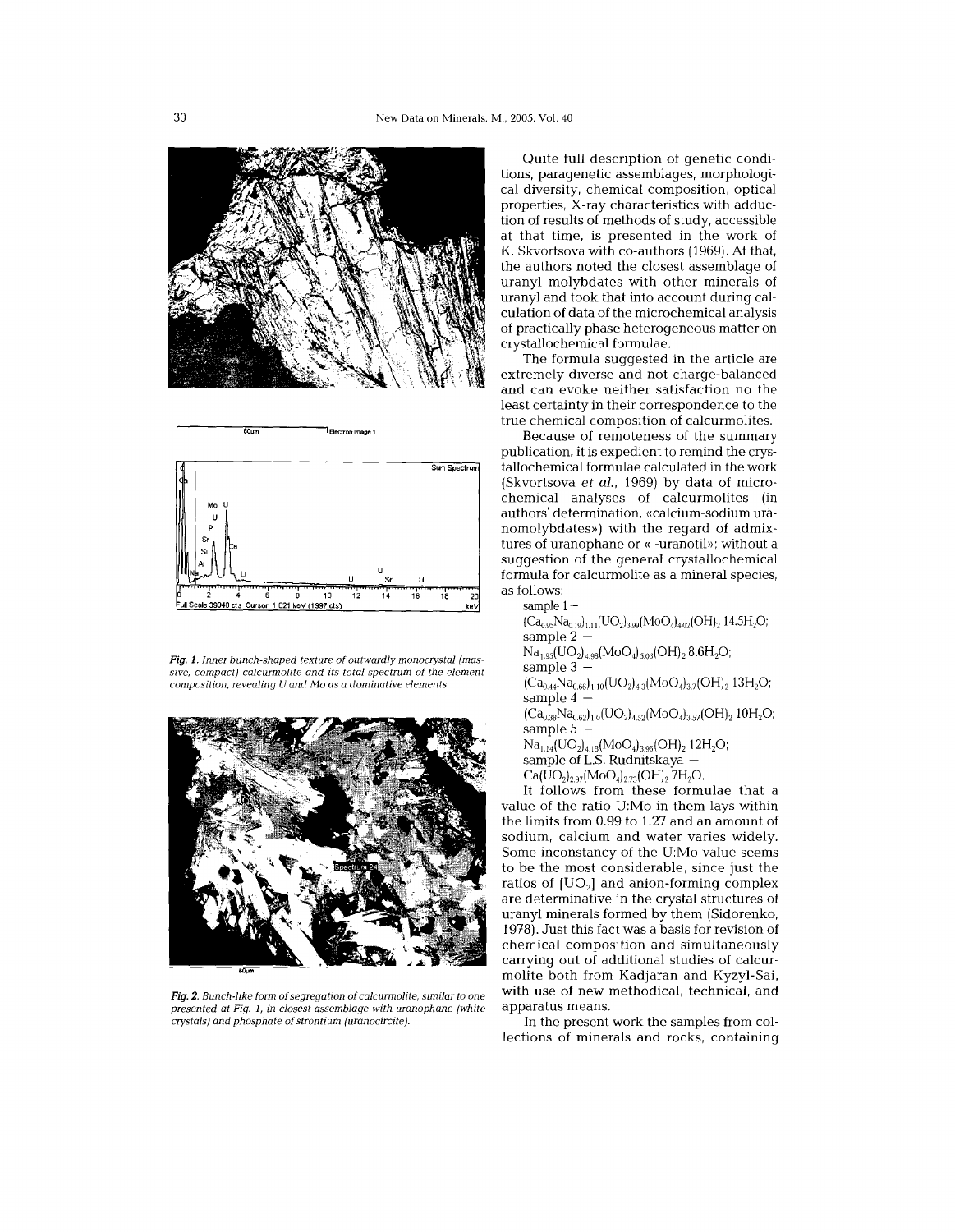*Fig. 1. Inner bunch-shaped texture of outwardly monocrystal (massive, compact) calcurmolite and its total spectrum of the element composition, revealing U and Mo as a dominative elements.*

*Fig. 2. Bunch-like form of segregation of calcurmolite, similar to one presented at Fig. 1, in closest assemblage with uranophane (white crystals) and phosphate of strontium (uranocircite).*

Quite full description of genetic conditions, paragenetic assemblages, morphological diversity, chemical composition, optical properties, X-ray characteristics with adduction of results of methods of study, accessible at that time, is presented in the work of K. Skvortsova with co-authors (1969). At that, the authors noted the closest assemblage of uranyl molybdates with other minerals of uranyl and took that into account during calculation of data of the microchemical analysis of practically phase heterogeneous matter on crystallochemical formulae.

The formula suggested in the article are extremely diverse and not charge-balanced and can evoke neither satisfaction no the least certainty in their correspondence to the true chemical composition of calcurmolites.

Because of remoteness of the summary publication, it is expedient to remind the crystallochemical formulae calculated in the work (Skvortsova *et al.*, 1969) by data of microchemical analyses of calcurmolites (in authors' determination, «calcium-sodium uranomolybdates») with the regard of admixtures of uranophane or « -uranotil»; without a suggestion of the general crystallochemical formula for calcurmolite as a mineral species, as follows:

sample 1 – $(Ca_{0.95}Na_{0.19})_{1.14}(UO_2)_{3.99}(MoO_4)_{4.02}(OH)_2\ 14.5H_2O$;

sample 2 – $Na_{1.95}(UO_2)_{4.98}(MoO_4)_{5.03}(OH)_2\ 8.6H_2O$;

sample 3 – $(Ca_{0.44}Na_{0.66})_{1.10}(UO_2)_{4.3}(MoO_4)_{3.7}(OH)_2\ 13H_2O$;

sample 4 – $(Ca_{0.38}Na_{0.62})_{1.0}(UO_2)_{4.52}(MoO_4)_{3.57}(OH)_2\ 10H_2O$;

sample 5 – $Na_{1.14}(UO_2)_{4.18}(MoO_4)_{3.96}(OH)_2\ 12H_2O$;

sample of L.S. Rudnitskaya – $Ca(UO_2)_{2.97}(MoO_4)_{2.73}(OH)_2\ 7H_2O$.

It follows from these formulae that a value of the ratio U:Mo in them lays within the limits from 0.99 to 1.27 and an amount of sodium, calcium and water varies widely. Some inconstancy of the U:Mo value seems to be the most considerable, since just the ratios of $[UO_2]$ and anion-forming complex are determinative in the crystal structures of uranyl minerals formed by them (Sidorenko, 1978). Just this fact was a basis for revision of chemical composition and simultaneously carrying out of additional studies of calcurmolite both from Kadjaran and Kyzyl-Sai, with use of new methodical, technical, and apparatus means.

In the present work the samples from collections of minerals and rocks, containing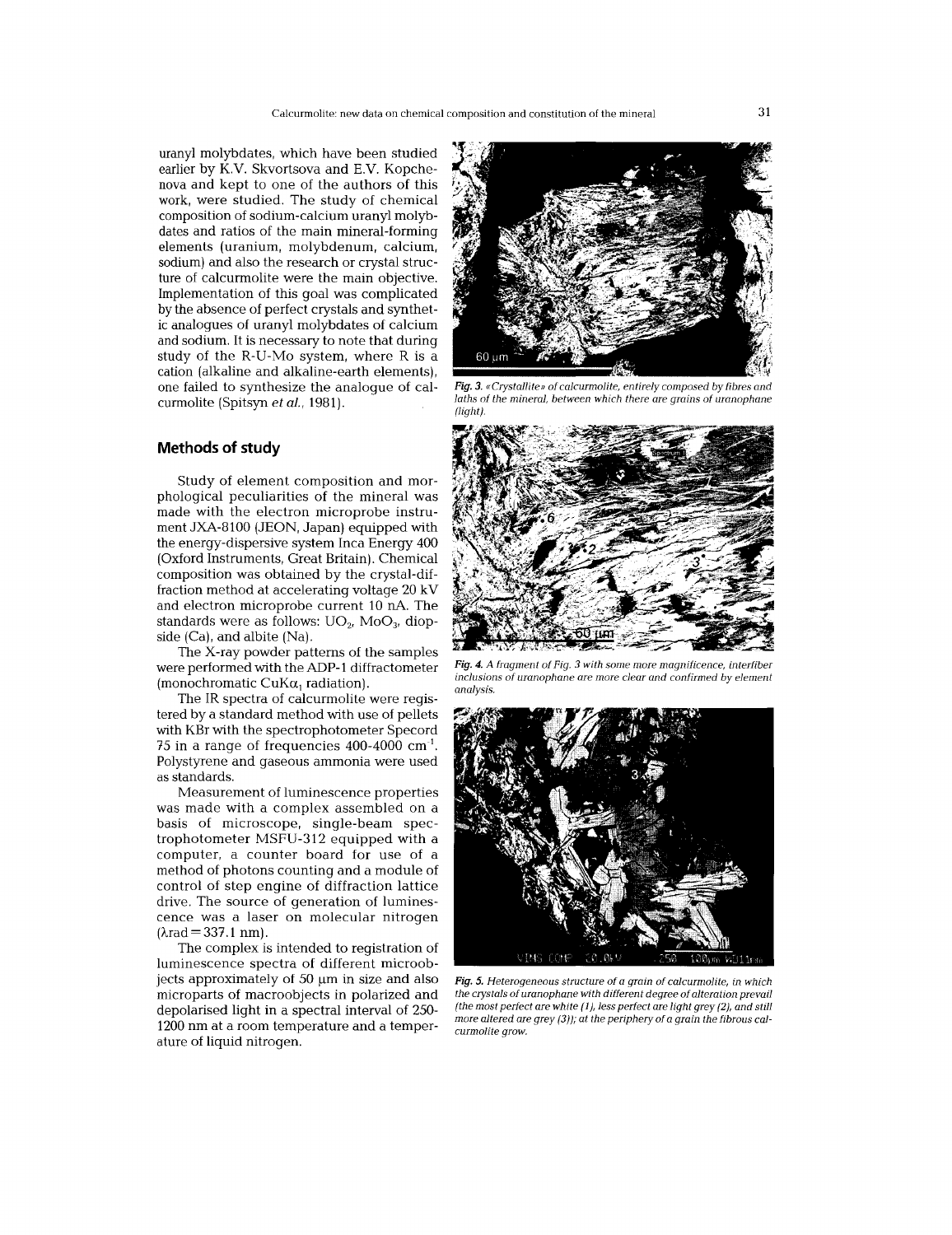uranyl molybdates, which have been studied earlier by K.V. Skvortsova and E.V. Kopchenova and kept to one of the authors of this work, were studied. The study of chemical composition of sodium-calcium uranyl molybdates and ratios of the main mineral-forming elements (uranium, molybdenum, calcium, sodium) and also the research or crystal structure of calcurmolite were the main objective. Implementation of this goal was complicated by the absence of perfect crystals and synthetic analogues of uranyl molybdates of calcium and sodium. It is necessary to note that during study of the R-U-Mo system, where R is a cation (alkaline and alkaline-earth elements), one failed to synthesize the analogue of calcurmolite (Spitsyn *et al.*, 1981).

## Methods of study

Study of element composition and morphological peculiarities of the mineral was made with the electron microprobe instrument JXA-8100 (JEON, Japan) equipped with the energy-dispersive system Inca Energy 400 (Oxford Instruments, Great Britain). Chemical composition was obtained by the crystal-diffraction method at accelerating voltage 20 kV and electron microprobe current 10 nA. The standards were as follows: $UO_2$, $MoO_3$, diopside (Ca), and albite (Na).

The X-ray powder patterns of the samples were performed with the ADP-1 diffractometer (monochromatic $CuK\alpha_1$ radiation).

The IR spectra of calcurmolite were registered by a standard method with use of pellets with KBr with the spectrophotometer Specord 75 in a range of frequencies 400-4000 $cm^{-1}$. Polystyrene and gaseous ammonia were used as standards.

Measurement of luminescence properties was made with a complex assembled on a basis of microscope, single-beam spectrophotometer MSFU-312 equipped with a computer, a counter board for use of a method of photons counting and a module of control of step engine of diffraction lattice drive. The source of generation of luminescence was a laser on molecular nitrogen ($\lambda$rad = 337.1 nm).

The complex is intended to registration of luminescence spectra of different microobjects approximately of 50 μm in size and also microparts of macroobjects in polarized and depolarised light in a spectral interval of 250-1200 nm at a room temperature and a temperature of liquid nitrogen.

***Fig. 3.*** *«Crystallite» of calcurmolite, entirely composed by fibres and laths of the mineral, between which there are grains of uranophane (light).*

***Fig. 4.*** *A fragment of Fig. 3 with some more magnificence, interfiber inclusions of uranophane are more clear and confirmed by element analysis.*

***Fig. 5.*** *Heterogeneous structure of a grain of calcurmolite, in which the crystals of uranophane with different degree of alteration prevail (the most perfect are white (1), less perfect are light grey (2), and still more altered are grey (3)); at the periphery of a grain the fibrous calcurmolite grow.*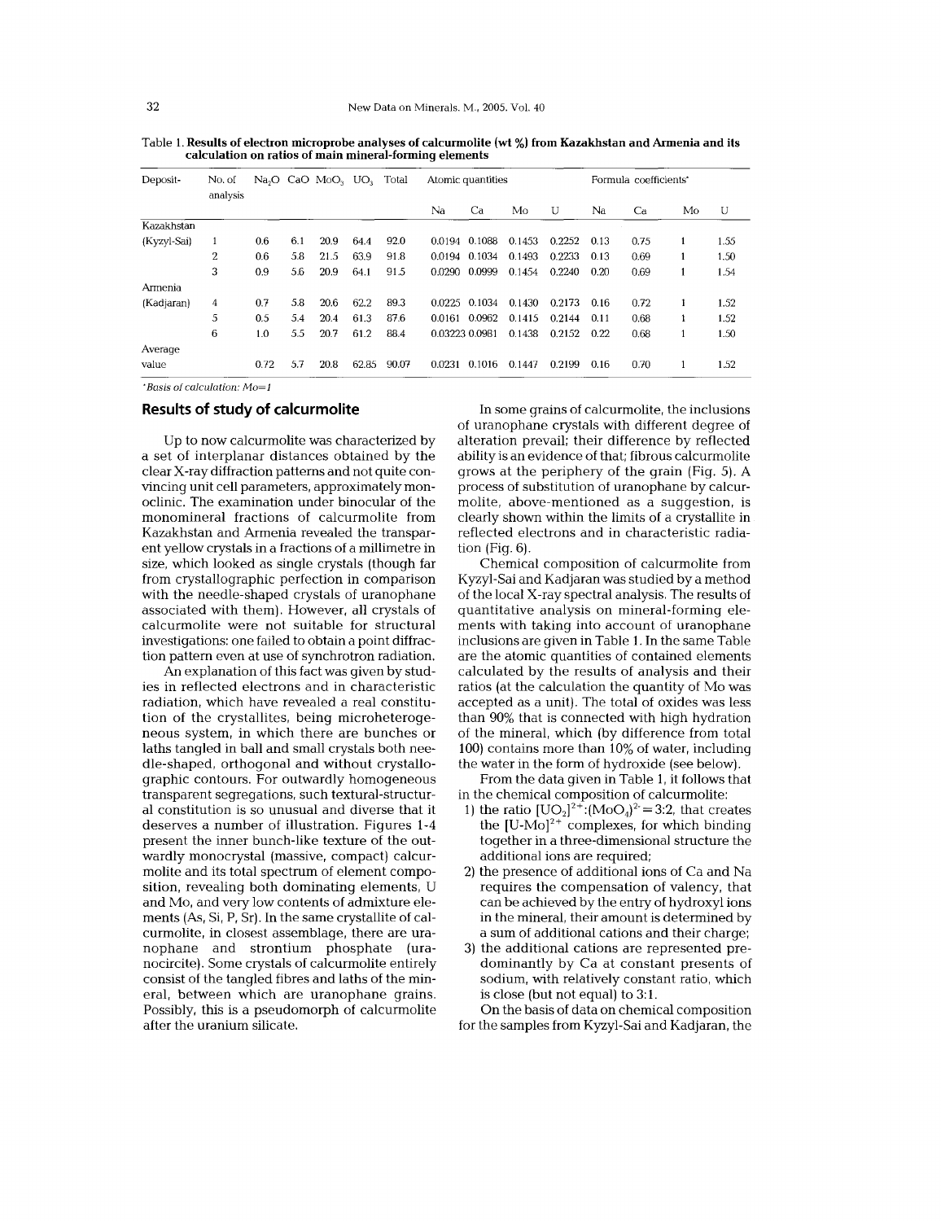Table 1. **Results of electron microprobe analyses of calcurmolite (wt %) from Kazakhstan and Armenia and its calculation on ratios of main mineral-forming elements**

| Deposit- | No. of analysis | $Na_2O$ | CaO | $MoO_3$ | $UO_3$ | Total | Atomic quantities | | | | Formula coefficients* | | | |
|---|---|---|---|---|---|---|---|---|---|---|---|---|---|---|
| | | | | | | | Na | Ca | Mo | U | Na | Ca | Mo | U |
| Kazakhstan | | | | | | | | | | | | | | |
| (Kyzyl-Sai) | 1 | 0.6 | 6.1 | 20.9 | 64.4 | 92.0 | 0.0194 | 0.1088 | 0.1453 | 0.2252 | 0.13 | 0.75 | 1 | 1.55 |
| | 2 | 0.6 | 5.8 | 21.5 | 63.9 | 91.8 | 0.0194 | 0.1034 | 0.1493 | 0.2233 | 0.13 | 0.69 | 1 | 1.50 |
| | 3 | 0.9 | 5.6 | 20.9 | 64.1 | 91.5 | 0.0290 | 0.0999 | 0.1454 | 0.2240 | 0.20 | 0.69 | 1 | 1.54 |
| Armenia | | | | | | | | | | | | | | |
| (Kadjaran) | 4 | 0.7 | 5.8 | 20.6 | 62.2 | 89.3 | 0.0225 | 0.1034 | 0.1430 | 0.2173 | 0.16 | 0.72 | 1 | 1.52 |
| | 5 | 0.5 | 5.4 | 20.4 | 61.3 | 87.6 | 0.0161 | 0.0962 | 0.1415 | 0.2144 | 0.11 | 0.68 | 1 | 1.52 |
| | 6 | 1.0 | 5.5 | 20.7 | 61.2 | 88.4 | 0.03223 | 0.0981 | 0.1438 | 0.2152 | 0.22 | 0.68 | 1 | 1.50 |
| Average value | | 0.72 | 5.7 | 20.8 | 62.85 | 90.07 | 0.0231 | 0.1016 | 0.1447 | 0.2199 | 0.16 | 0.70 | 1 | 1.52 |

*Basis of calculation: Mo=1*

## Results of study of calcurmolite

Up to now calcurmolite was characterized by a set of interplanar distances obtained by the clear X-ray diffraction patterns and not quite convincing unit cell parameters, approximately monoclinic. The examination under binocular of the monomineral fractions of calcurmolite from Kazakhstan and Armenia revealed the transparent yellow crystals in a fractions of a millimetre in size, which looked as single crystals (though far from crystallographic perfection in comparison with the needle-shaped crystals of uranophane associated with them). However, all crystals of calcurmolite were not suitable for structural investigations: one failed to obtain a point diffraction pattern even at use of synchrotron radiation.

An explanation of this fact was given by studies in reflected electrons and in characteristic radiation, which have revealed a real constitution of the crystallites, being microheterogeneous system, in which there are bunches or laths tangled in ball and small crystals both needle-shaped, orthogonal and without crystallographic contours. For outwardly homogeneous transparent segregations, such textural-structural constitution is so unusual and diverse that it deserves a number of illustration. Figures 1-4 present the inner bunch-like texture of the outwardly monocrystal (massive, compact) calcurmolite and its total spectrum of element composition, revealing both dominating elements, U and Mo, and very low contents of admixture elements (As, Si, P, Sr). In the same crystallite of calcurmolite, in closest assemblage, there are uranophane and strontium phosphate (uranocircite). Some crystals of calcurmolite entirely consist of the tangled fibres and laths of the mineral, between which are uranophane grains. Possibly, this is a pseudomorph of calcurmolite after the uranium silicate.

In some grains of calcurmolite, the inclusions of uranophane crystals with different degree of alteration prevail; their difference by reflected ability is an evidence of that; fibrous calcurmolite grows at the periphery of the grain (Fig. 5). A process of substitution of uranophane by calcurmolite, above-mentioned as a suggestion, is clearly shown within the limits of a crystallite in reflected electrons and in characteristic radiation (Fig. 6).

Chemical composition of calcurmolite from Kyzyl-Sai and Kadjaran was studied by a method of the local X-ray spectral analysis. The results of quantitative analysis on mineral-forming elements with taking into account of uranophane inclusions are given in Table 1. In the same Table are the atomic quantities of contained elements calculated by the results of analysis and their ratios (at the calculation the quantity of Mo was accepted as a unit). The total of oxides was less than 90% that is connected with high hydration of the mineral, which (by difference from total 100) contains more than 10% of water, including the water in the form of hydroxide (see below).

From the data given in Table 1, it follows that in the chemical composition of calcurmolite:

1) the ratio $[UO_2]^{2+}$:$(MoO_4)^{2-}$ = 3:2, that creates the $[U\text{-}Mo]^{2+}$ complexes, for which binding together in a three-dimensional structure the additional ions are required;
2) the presence of additional ions of Ca and Na requires the compensation of valency, that can be achieved by the entry of hydroxyl ions in the mineral, their amount is determined by a sum of additional cations and their charge;
3) the additional cations are represented predominantly by Ca at constant presents of sodium, with relatively constant ratio, which is close (but not equal) to 3:1.

On the basis of data on chemical composition for the samples from Kyzyl-Sai and Kadjaran, the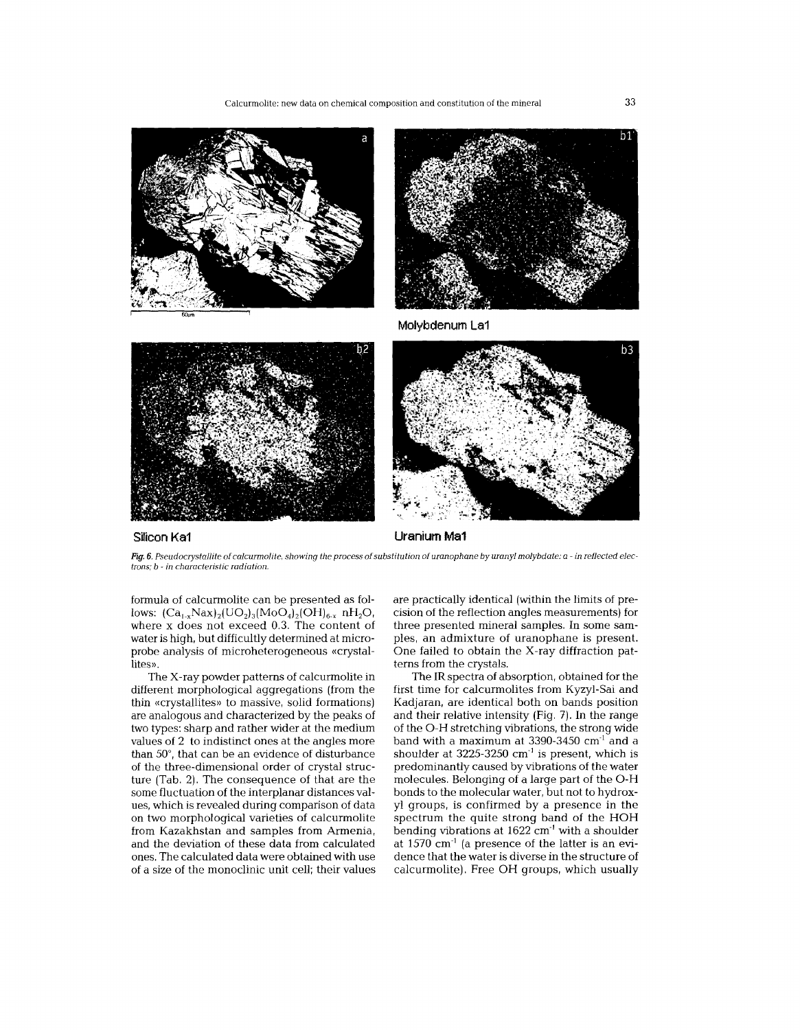Molybdenum La1

Silicon Ka1

Uranium Ma1

*Fig. 6. Pseudocrystallite of calcurmolite, showing the process of substitution of uranophane by uranyl molybdate: a - in reflected electrons; b - in characteristic radiation.*

formula of calcurmolite can be presented as follows: $(Ca_{1-x}Na_x)_2(UO_2)_3(MoO_4)_2(OH)_{6-x}\ nH_2O$, where x does not exceed 0.3. The content of water is high, but difficultly determined at microprobe analysis of microheterogeneous «crystallites».

The X-ray powder patterns of calcurmolite in different morphological aggregations (from the thin «crystallites» to massive, solid formations) are analogous and characterized by the peaks of two types: sharp and rather wider at the medium values of 2 to indistinct ones at the angles more than 50°, that can be an evidence of disturbance of the three-dimensional order of crystal structure (Tab. 2). The consequence of that are the some fluctuation of the interplanar distances values, which is revealed during comparison of data on two morphological varieties of calcurmolite from Kazakhstan and samples from Armenia, and the deviation of these data from calculated ones. The calculated data were obtained with use of a size of the monoclinic unit cell; their values are practically identical (within the limits of precision of the reflection angles measurements) for three presented mineral samples. In some samples, an admixture of uranophane is present. One failed to obtain the X-ray diffraction patterns from the crystals.

The IR spectra of absorption, obtained for the first time for calcurmolites from Kyzyl-Sai and Kadjaran, are identical both on bands position and their relative intensity (Fig. 7). In the range of the O-H stretching vibrations, the strong wide band with a maximum at 3390-3450 cm$^{-1}$ and a shoulder at 3225-3250 cm$^{-1}$ is present, which is predominantly caused by vibrations of the water molecules. Belonging of a large part of the O-H bonds to the molecular water, but not to hydroxyl groups, is confirmed by a presence in the spectrum the quite strong band of the HOH bending vibrations at 1622 cm$^{-1}$ with a shoulder at 1570 cm$^{-1}$ (a presence of the latter is an evidence that the water is diverse in the structure of calcurmolite). Free OH groups, which usually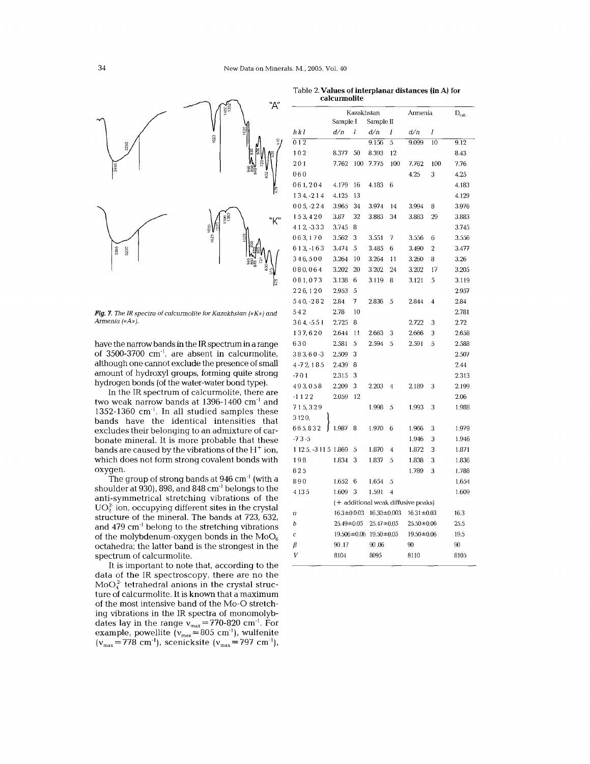Fig. 7. The IR spectra of calcurmolite for Kazakhstan («K») and Armenia («A»).

have the narrow bands in the IR spectrum in a range of 3500-3700 cm$^{-1}$, are absent in calcurmolite, although one cannot exclude the presence of small amount of hydroxyl groups, forming quite strong hydrogen bonds (of the water-water bond type).

In the IR spectrum of calcurmolite, there are two weak narrow bands at 1396-1400 cm$^{-1}$ and 1352-1360 cm$^{-1}$. In all studied samples these bands have the identical intensities that excludes their belonging to an admixture of carbonate mineral. It is more probable that these bands are caused by the vibrations of the $H^+$ ion, which does not form strong covalent bonds with oxygen.

The group of strong bands at 946 cm$^{-1}$ (with a shoulder at 930), 898, and 848 cm$^{-1}$ belongs to the anti-symmetrical stretching vibrations of the $UO_2^{2-}$ ion, occupying different sites in the crystal structure of the mineral. The bands at 723, 632, and 479 cm$^{-1}$ belong to the stretching vibrations of the molybdenum-oxygen bonds in the $MoO_6$ octahedra; the latter band is the strongest in the spectrum of calcurmolite.

It is important to note that, according to the data of the IR spectroscopy, there are no the $MoO_4^{2-}$ tetrahedral anions in the crystal structure of calcurmolite. It is known that a maximum of the most intensive band of the Mo-O stretching vibrations in the IR spectra of monomolybdates lay in the range $\nu_{max}$ = 770-820 cm$^{-1}$. For example, powellite ($\nu_{max}$ = 805 cm$^{-1}$), wulfenite ($\nu_{max}$ = 778 cm$^{-1}$), scenicksite ($\nu_{max}$ = 797 cm$^{-1}$),

Table 2. **Values of interplanar distances (in Å) for calcurmolite**

| | Kazakhstan | | | | Armenia | | $D_{calc.}$ |
|---|---|---|---|---|---|---|---|
| | Sample I | | Sample II | | | | |
| *hkl* | *d/n* | *I* | *d/n* | *I* | *d/n* | *I* | |
| 0 1 2 | | | 9.156 | 5 | 9.099 | 10 | 9.12 |
| 1 0 2 | 8.377 | 50 | 8.393 | 12 | | | 8.43 |
| 2 0 1 | 7.762 | 100 | 7.775 | 100 | 7.762 | 100 | 7.76 |
| 0 6 0 | | | | | 4.25 | 3 | 4.25 |
| 0 6 1, 2 0 4 | 4.179 | 16 | 4.183 | 6 | | | 4.183 |
| 1 3 4, -2 1 4 | 4.125 | 13 | | | | | 4.129 |
| 0 0 5, -2 2 4 | 3.965 | 34 | 3.974 | 14 | 3.994 | 8 | 3.976 |
| 1 5 3, 4 2 0 | 3.87 | 32 | 3.883 | 34 | 3.883 | 29 | 3.883 |
| 4 1 2, -3 3 3 | 3.745 | 8 | | | | | 3.745 |
| 0 6 3, 1 7 0 | 3.562 | 3 | 3.551 | 7 | 3.556 | 6 | 3.556 |
| 6 1 3, -1 6 3 | 3.474 | 5 | 3.485 | 6 | 3.490 | 2 | 3.477 |
| 3 4 6, 5 0 0 | 3.264 | 10 | 3.264 | 11 | 3.260 | 8 | 3.26 |
| 0 8 0, 0 6 4 | 3.202 | 20 | 3.202 | 24 | 3.202 | 17 | 3.205 |
| 0 8 1, 0 7 3 | 3.138 | 6 | 3.119 | 8 | 3.121 | 5 | 3.119 |
| 2 2 6, 1 2 0 | 2.953 | 5 | | | | | 2.957 |
| 5 4 0, -2 8 2 | 2.84 | 7 | 2.836 | 5 | 2.844 | 4 | 2.84 |
| 5 4 2 | 2.78 | 10 | | | | | 2.781 |
| 3 6 4, -5 5 1 | 2.725 | 8 | | | 2.722 | 3 | 2.72 |
| 1 3 7, 6 2 0 | 2.644 | 11 | 2.663 | 3 | 2.666 | 3 | 2.658 |
| 6 3 0 | 2.581 | 5 | 2.594 | 5 | 2.591 | 5 | 2.588 |
| 3 8 3, 6 0 -3 | 2.509 | 3 | | | | | 2.507 |
| 4 -7 2, 1 8 5 | 2.439 | 8 | | | | | 2.44 |
| -7 0 1 | 2.315 | 3 | | | | | 2.313 |
| 4 9 3, 0 5 8 | 2.209 | 3 | 2.203 | 4 | 2.189 | 3 | 2.199 |
| -1 1 2 2 | 2.059 | 12 | | | | | 2.06 |
| 7 1 5, 3 2 9 | | | 1.998 | 5 | 1.993 | 3 | 1.988 |
| 3 12 0, 6 6 5, 8 3 2 | 1.987 | 8 | 1.970 | 6 | 1.966 | 3 | 1.979 |
| -7 3 -5 | | | | | 1.946 | 3 | 1.946 |
| 1 12 5, -3 11 5 | 1.869 | 5 | 1.870 | 4 | 1.872 | 3 | 1.871 |
| 1 9 8 | 1.834 | 3 | 1.837 | 5 | 1.838 | 3 | 1.836 |
| 8 2 5 | | | | | 1.789 | 3 | 1.788 |
| 8 9 0 | 1.652 | 6 | 1.654 | 5 | | | 1.654 |
| 4 13 5 | 1.609 | 3 | 1.591 | 4 | | | 1.609 |
| | (+ additional weak diffusive peaks) | | | | | | |
| *a* | 16.3±0.003 | | 16.30±0.003 | | 16.31±0.03 | | 16.3 |
| *b* | 25.49±0.05 | | 25.47±0.05 | | 25.50±0.06 | | 25.5 |
| *c* | 19.506±0.06 | | 19.50±0.05 | | 19.50±0.06 | | 19.5 |
| *β* | 90.17 | | 90.06 | | 90 | | 90 |
| *V* | 8104 | | 8095 | | 8110 | | 8105 |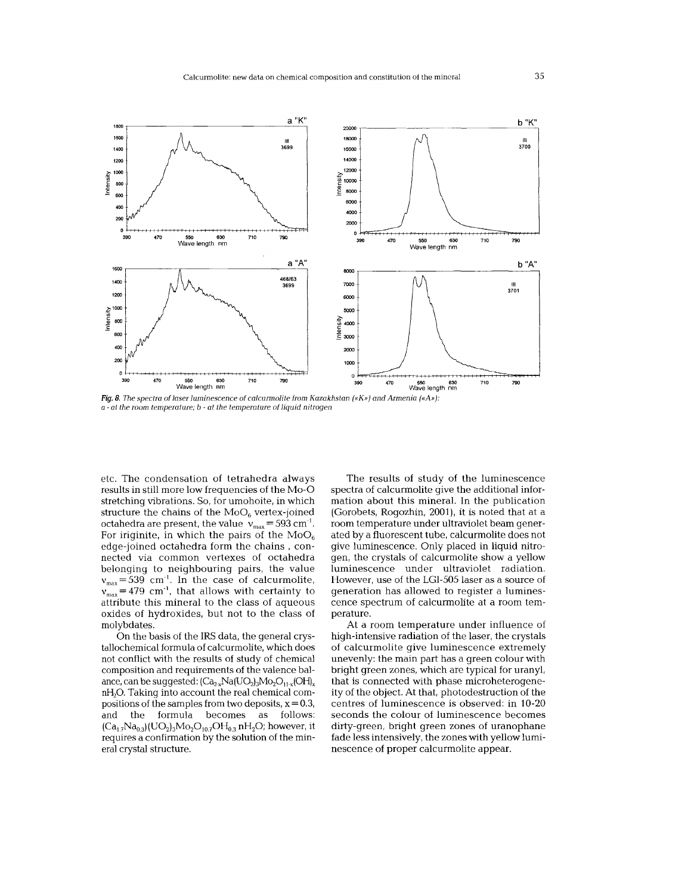*Fig. 8. The spectra of laser luminescence of calcurmolite from Kazakhstan («K») and Armenia («A»): a - at the room temperature; b - at the temperature of liquid nitrogen*

etc. The condensation of tetrahedra always results in still more low frequencies of the Mo-O stretching vibrations. So, for umohoite, in which structure the chains of the $MoO_6$ vertex-joined octahedra are present, the value $\nu_{max} = 593$ cm$^{-1}$. For iriginite, in which the pairs of the $MoO_6$ edge-joined octahedra form the chains , connected via common vertexes of octahedra belonging to neighbouring pairs, the value $\nu_{max} = 539$ cm$^{-1}$. In the case of calcurmolite, $\nu_{max} = 479$ cm$^{-1}$, that allows with certainty to attribute this mineral to the class of aqueous oxides of hydroxides, but not to the class of molybdates.

On the basis of the IRS data, the general crystallochemical formula of calcurmolite, which does not conflict with the results of study of chemical composition and requirements of the valence balance, can be suggested: $(Ca_{2-x}Na(UO_2)_3Mo_2O_{11-x}(OH)_x$ $nH_2O$. Taking into account the real chemical compositions of the samples from two deposits, $x = 0.3$, and the formula becomes as follows: $(Ca_{1.7}Na_{0.3})(UO_2)_3Mo_2O_{10.7}OH_{0.3}$ $nH_2O$; however, it requires a confirmation by the solution of the mineral crystal structure.

The results of study of the luminescence spectra of calcurmolite give the additional information about this mineral. In the publication (Gorobets, Rogozhin, 2001), it is noted that at a room temperature under ultraviolet beam generated by a fluorescent tube, calcurmolite does not give luminescence. Only placed in liquid nitrogen, the crystals of calcurmolite show a yellow luminescence under ultraviolet radiation. However, use of the LGI-505 laser as a source of generation has allowed to register a luminescence spectrum of calcurmolite at a room temperature.

At a room temperature under influence of high-intensive radiation of the laser, the crystals of calcurmolite give luminescence extremely unevenly: the main part has a green colour with bright green zones, which are typical for uranyl, that is connected with phase microheterogeneity of the object. At that, photodestruction of the centres of luminescence is observed: in 10-20 seconds the colour of luminescence becomes dirty-green, bright green zones of uranophane fade less intensively, the zones with yellow luminescence of proper calcurmolite appear.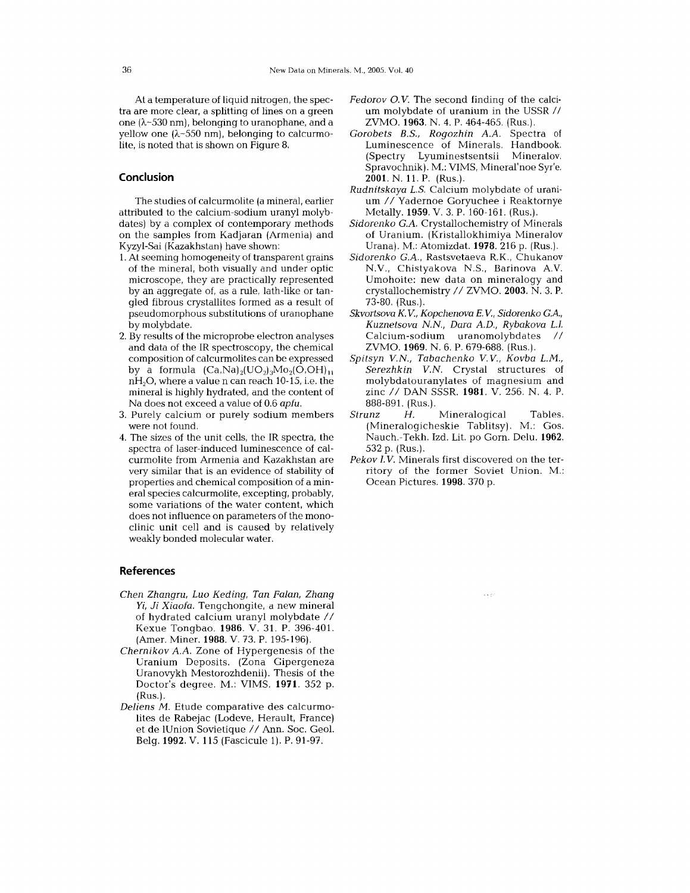At a temperature of liquid nitrogen, the spectra are more clear, a splitting of lines on a green one (λ~530 nm), belonging to uranophane, and a yellow one (λ~550 nm), belonging to calcurmolite, is noted that is shown on Figure 8.

## Conclusion

The studies of calcurmolite (a mineral, earlier attributed to the calcium-sodium uranyl molybdates) by a complex of contemporary methods on the samples from Kadjaran (Armenia) and Kyzyl-Sai (Kazakhstan) have shown:

1. At seeming homogeneity of transparent grains of the mineral, both visually and under optic microscope, they are practically represented by an aggregate of, as a rule, lath-like or tangled fibrous crystallites formed as a result of pseudomorphous substitutions of uranophane by molybdate.
2. By results of the microprobe electron analyses and data of the IR spectroscopy, the chemical composition of calcurmolites can be expressed by a formula $(Ca,Na)_2(UO_2)_3Mo_2(O,OH)_{11}$ $nH_2O$, where a value n can reach 10-15, i.e. the mineral is highly hydrated, and the content of Na does not exceed a value of 0.6 *apfu*.
3. Purely calcium or purely sodium members were not found.
4. The sizes of the unit cells, the IR spectra, the spectra of laser-induced luminescence of calcurmolite from Armenia and Kazakhstan are very similar that is an evidence of stability of properties and chemical composition of a mineral species calcurmolite, excepting, probably, some variations of the water content, which does not influence on parameters of the monoclinic unit cell and is caused by relatively weakly bonded molecular water.

## References

*Chen Zhangru, Luo Keding, Tan Falan, Zhang Yi, Ji Xiaofa.* Tengchongite, a new mineral of hydrated calcium uranyl molybdate // Kexue Tongbao. **1986**. V. 31. P. 396-401. (Amer. Miner. **1988**. V. 73. P. 195-196).

*Chernikov A.A.* Zone of Hypergenesis of the Uranium Deposits. (Zona Gipergeneza Uranovykh Mestorozhdenii). Thesis of the Doctor's degree. M.: VIMS. **1971**. 352 p. (Rus.).

*Deliens M.* Etude comparative des calcurmolites de Rabejac (Lodeve, Herault, France) et de lUnion Sovietique // Ann. Soc. Geol. Belg. **1992**. V. 115 (Fascicule 1). P. 91-97.

*Fedorov O.V.* The second finding of the calcium molybdate of uranium in the USSR // ZVMO. **1963**. N. 4. P. 464-465. (Rus.).

*Gorobets B.S., Rogozhin A.A.* Spectra of Luminescence of Minerals. Handbook. (Spectry Lyuminestsentsii Mineralov. Spravochnik). M.: VIMS, Mineral'noe Syr'e. **2001**. N. 11. P. (Rus.).

*Rudnitskaya L.S.* Calcium molybdate of uranium // Yadernoe Goryuchee i Reaktornye Metally. **1959**. V. 3. P. 160-161. (Rus.).

*Sidorenko G.A.* Crystallochemistry of Minerals of Uranium. (Kristallokhimiya Mineralov Urana). M.: Atomizdat. **1978**. 216 p. (Rus.).

*Sidorenko G.A., Rastsvetaeva R.K., Chukanov N.V., Chistyakova N.S., Barinova A.V.* Umohoite: new data on mineralogy and crystallochemistry // ZVMO. **2003**. N. 3. P. 73-80. (Rus.).

*Skvortsova K.V., Kopchenova E.V., Sidorenko G.A., Kuznetsova N.N., Dara A.D., Rybakova L.I.* Calcium-sodium uranomolybdates // ZVMO. **1969**. N. 6. P. 679-688. (Rus.).

*Spitsyn V.N., Tabachenko V.V., Kovba L.M., Serezhkin V.N.* Crystal structures of molybdatouranylates of magnesium and zinc // DAN SSSR. **1981**. V. 256. N. 4. P. 888-891. (Rus.).

*Strunz H.* Mineralogical Tables. (Mineralogicheskie Tablitsy). M.: Gos. Nauch.-Tekh. Izd. Lit. po Gorn. Delu. **1962**. 532 p. (Rus.).

*Pekov I.V.* Minerals first discovered on the territory of the former Soviet Union. M.: Ocean Pictures. **1998**. 370 p.